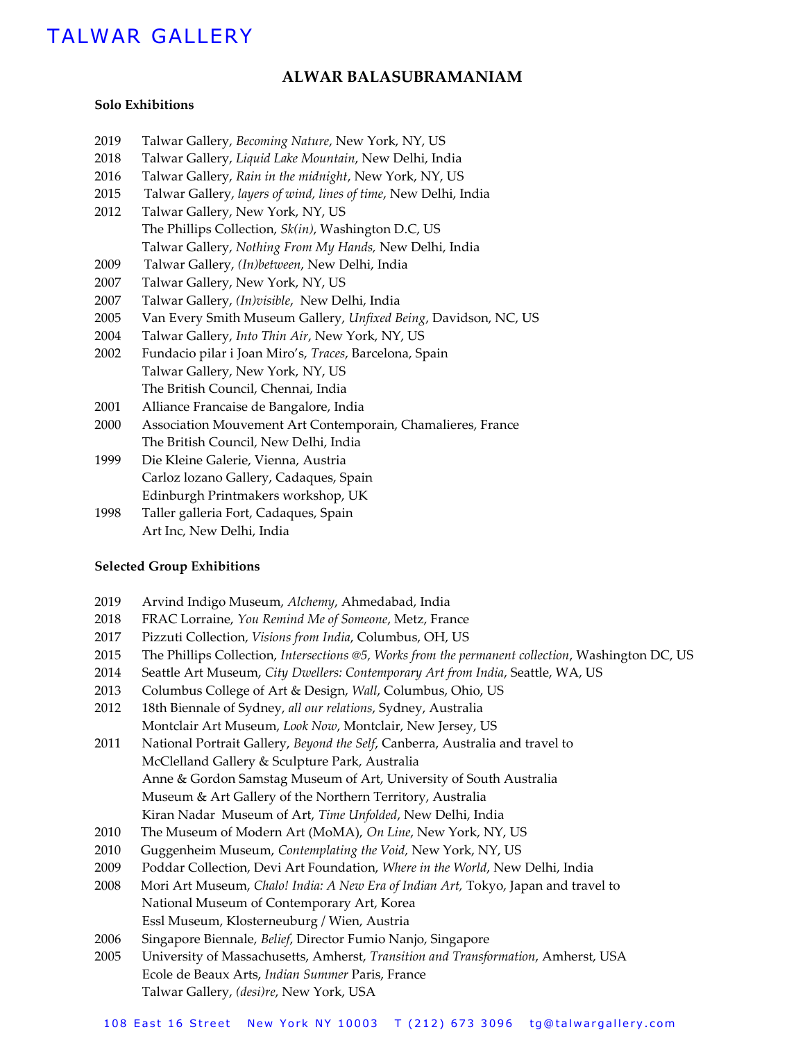TALWAR GALLERY

# ALWAR BALASUBRAMANIAM

## Solo Exhibitions

2019 Talwar Gallery, *Becoming Nature*, New York, NY, US
2018 Talwar Gallery, *Liquid Lake Mountain*, New Delhi, India
2016 Talwar Gallery, *Rain in the midnight*, New York, NY, US
2015 Talwar Gallery, *layers of wind, lines of time*, New Delhi, India
2012 Talwar Gallery, New York, NY, US
The Phillips Collection, *Sk(in)*, Washington D.C, US
Talwar Gallery, *Nothing From My Hands,* New Delhi, India
2009 Talwar Gallery, *(In)between*, New Delhi, India
2007 Talwar Gallery, New York, NY, US
2007 Talwar Gallery, *(In)visible*, New Delhi, India
2005 Van Every Smith Museum Gallery, *Unfixed Being*, Davidson, NC, US
2004 Talwar Gallery, *Into Thin Air*, New York, NY, US
2002 Fundacio pilar i Joan Miro's, *Traces*, Barcelona, Spain
Talwar Gallery, New York, NY, US
The British Council, Chennai, India
2001 Alliance Francaise de Bangalore, India
2000 Association Mouvement Art Contemporain, Chamalieres, France
The British Council, New Delhi, India
1999 Die Kleine Galerie, Vienna, Austria
Carloz lozano Gallery, Cadaques, Spain
Edinburgh Printmakers workshop, UK
1998 Taller galleria Fort, Cadaques, Spain
Art Inc, New Delhi, India

## Selected Group Exhibitions

2019 Arvind Indigo Museum, *Alchemy*, Ahmedabad, India
2018 FRAC Lorraine, *You Remind Me of Someone*, Metz, France
2017 Pizzuti Collection, *Visions from India*, Columbus, OH, US
2015 The Phillips Collection, *Intersections @5, Works from the permanent collection*, Washington DC, US
2014 Seattle Art Museum, *City Dwellers: Contemporary Art from India*, Seattle, WA, US
2013 Columbus College of Art & Design, *Wall*, Columbus, Ohio, US
2012 18th Biennale of Sydney, *all our relations*, Sydney, Australia
Montclair Art Museum, *Look Now*, Montclair, New Jersey, US
2011 National Portrait Gallery, *Beyond the Self*, Canberra, Australia and travel to
McClelland Gallery & Sculpture Park, Australia
Anne & Gordon Samstag Museum of Art, University of South Australia
Museum & Art Gallery of the Northern Territory, Australia
Kiran Nadar Museum of Art, *Time Unfolded*, New Delhi, India
2010 The Museum of Modern Art (MoMA), *On Line*, New York, NY, US
2010 Guggenheim Museum, *Contemplating the Void,* New York, NY, US
2009 Poddar Collection, Devi Art Foundation, *Where in the World*, New Delhi, India
2008 Mori Art Museum, *Chalo! India: A New Era of Indian Art,* Tokyo, Japan and travel to
National Museum of Contemporary Art, Korea
Essl Museum, Klosterneuburg / Wien, Austria
2006 Singapore Biennale, *Belief*, Director Fumio Nanjo, Singapore
2005 University of Massachusetts, Amherst, *Transition and Transformation*, Amherst, USA
Ecole de Beaux Arts, *Indian Summer* Paris, France
Talwar Gallery, *(desi)re*, New York, USA

108 East 16 Street New York NY 10003 T (212) 673 3096 tg@talwargallery.com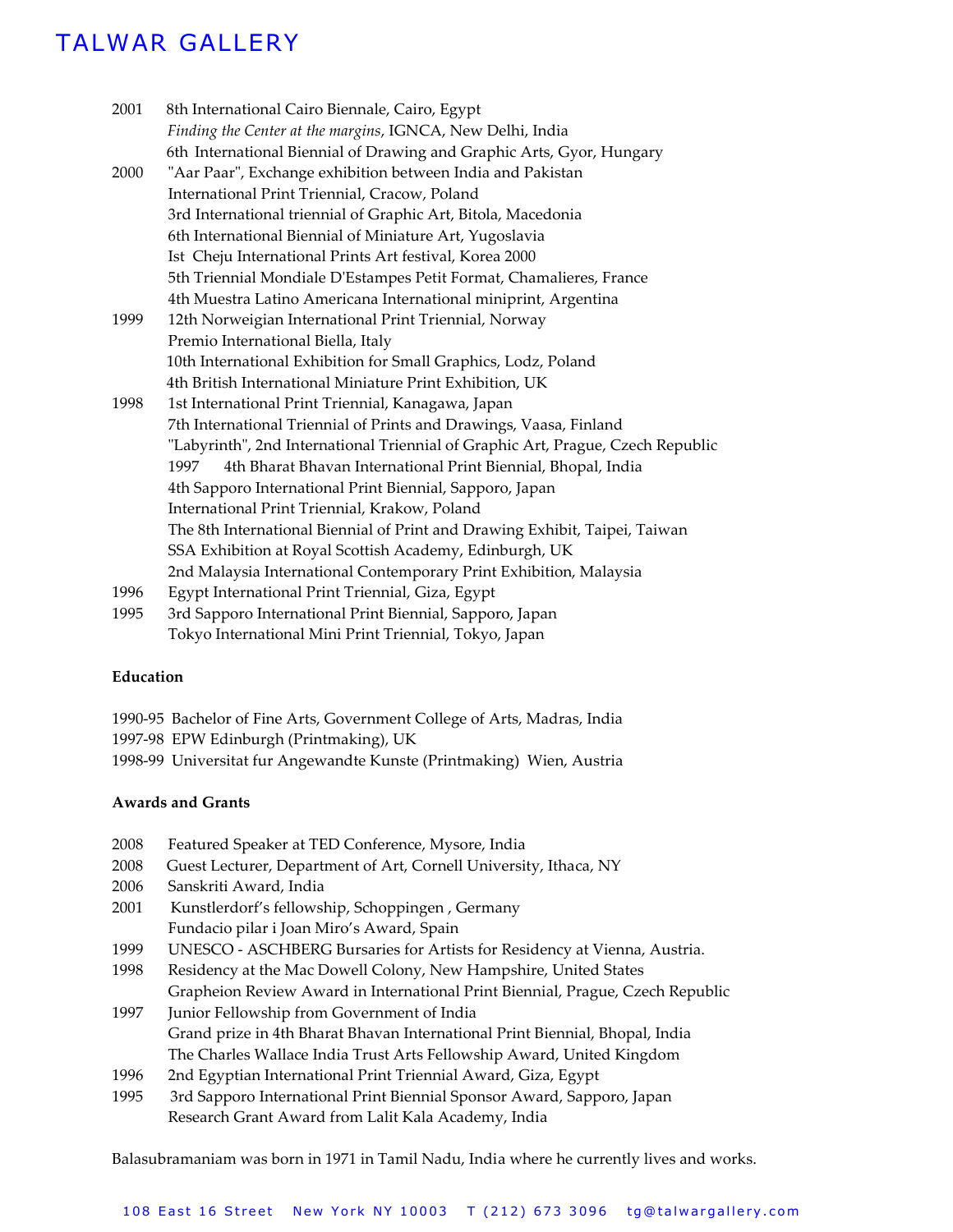2001 8th International Cairo Biennale, Cairo, Egypt
*Finding the Center at the margins*, IGNCA, New Delhi, India
6th International Biennial of Drawing and Graphic Arts, Gyor, Hungary

2000 "Aar Paar", Exchange exhibition between India and Pakistan
International Print Triennial, Cracow, Poland
3rd International triennial of Graphic Art, Bitola, Macedonia
6th International Biennial of Miniature Art, Yugoslavia
Ist Cheju International Prints Art festival, Korea 2000
5th Triennial Mondiale D'Estampes Petit Format, Chamalieres, France
4th Muestra Latino Americana International miniprint, Argentina

1999 12th Norweigian International Print Triennial, Norway
Premio International Biella, Italy
10th International Exhibition for Small Graphics, Lodz, Poland
4th British International Miniature Print Exhibition, UK

1998 1st International Print Triennial, Kanagawa, Japan
7th International Triennial of Prints and Drawings, Vaasa, Finland
"Labyrinth", 2nd International Triennial of Graphic Art, Prague, Czech Republic

1997 4th Bharat Bhavan International Print Biennial, Bhopal, India
4th Sapporo International Print Biennial, Sapporo, Japan
International Print Triennial, Krakow, Poland
The 8th International Biennial of Print and Drawing Exhibit, Taipei, Taiwan
SSA Exhibition at Royal Scottish Academy, Edinburgh, UK
2nd Malaysia International Contemporary Print Exhibition, Malaysia

1996 Egypt International Print Triennial, Giza, Egypt

1995 3rd Sapporo International Print Biennial, Sapporo, Japan
Tokyo International Mini Print Triennial, Tokyo, Japan

**Education**

1990-95 Bachelor of Fine Arts, Government College of Arts, Madras, India
1997-98 EPW Edinburgh (Printmaking), UK
1998-99 Universitat fur Angewandte Kunste (Printmaking) Wien, Austria

**Awards and Grants**

2008 Featured Speaker at TED Conference, Mysore, India

2008 Guest Lecturer, Department of Art, Cornell University, Ithaca, NY

2006 Sanskriti Award, India

2001 Kunstlerdorf's fellowship, Schoppingen , Germany
Fundacio pilar i Joan Miro's Award, Spain

1999 UNESCO - ASCHBERG Bursaries for Artists for Residency at Vienna, Austria.

1998 Residency at the Mac Dowell Colony, New Hampshire, United States
Grapheion Review Award in International Print Biennial, Prague, Czech Republic

1997 Junior Fellowship from Government of India
Grand prize in 4th Bharat Bhavan International Print Biennial, Bhopal, India
The Charles Wallace India Trust Arts Fellowship Award, United Kingdom

1996 2nd Egyptian International Print Triennial Award, Giza, Egypt

1995 3rd Sapporo International Print Biennial Sponsor Award, Sapporo, Japan
Research Grant Award from Lalit Kala Academy, India

Balasubramaniam was born in 1971 in Tamil Nadu, India where he currently lives and works.